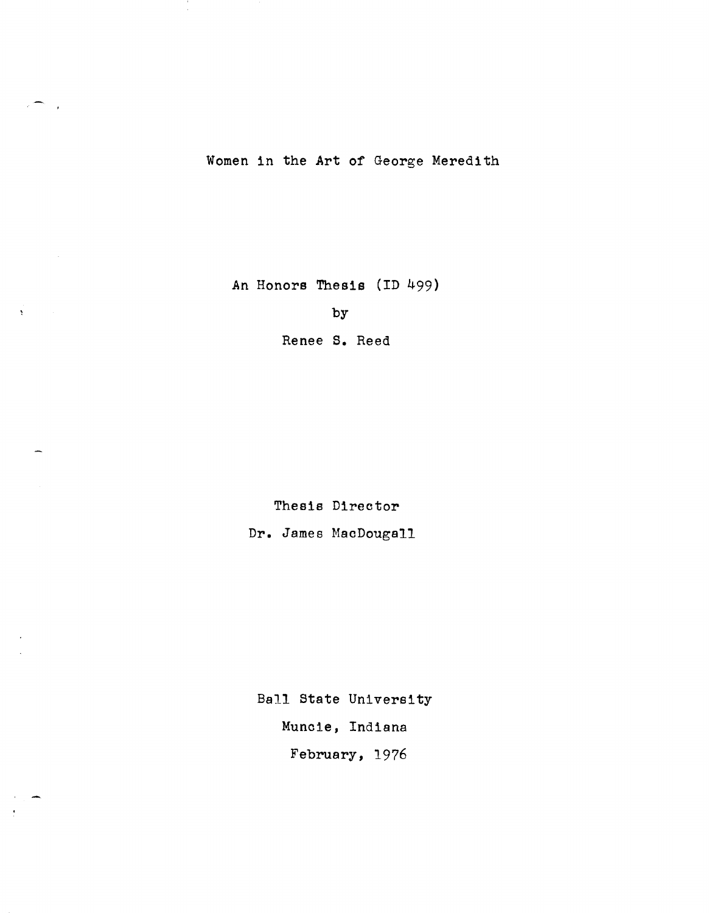# Women in the Art of George Meredith

An Honors Thesis (ID 499)

by

Renee S. Reed

Thesis Director

Dr. James MacDougall

Ball State University

Muncie, Indiana

February, 1976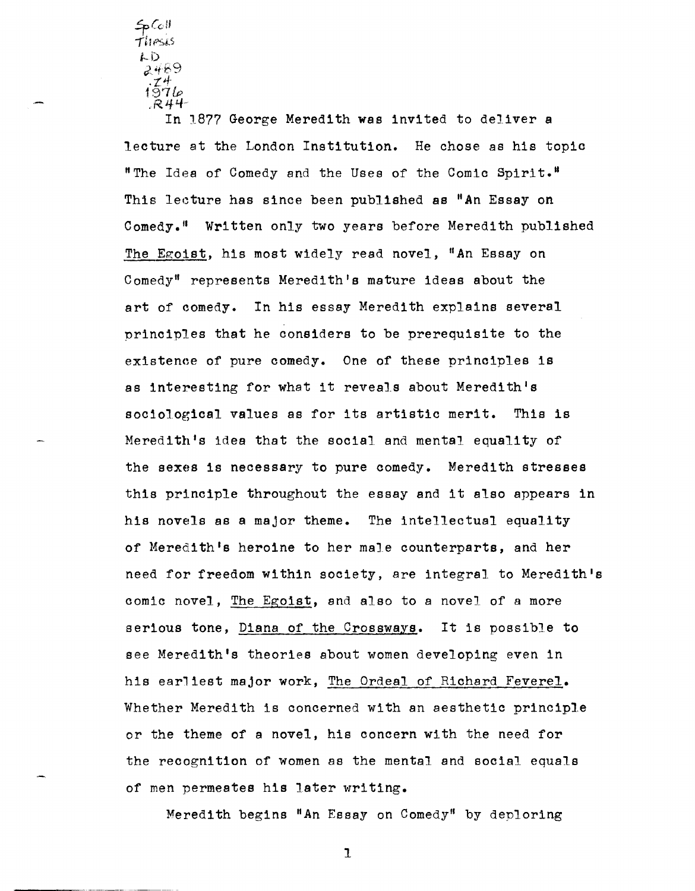Sp Coll
Thesis
LD
2469
.Z4
1976
.R44

In 1877 George Meredith was invited to deliver a lecture at the London Institution. He chose as his topic "The Idea of Comedy and the Uses of the Comic Spirit." This lecture has since been published as "An Essay on Comedy." Written only two years before Meredith published The Egoist, his most widely read novel, "An Essay on Comedy" represents Meredith's mature ideas about the art of comedy. In his essay Meredith explains several principles that he considers to be prerequisite to the existence of pure comedy. One of these principles is as interesting for what it reveals about Meredith's sociological values as for its artistic merit. This is Meredith's idea that the social and mental equality of the sexes is necessary to pure comedy. Meredith stresses this principle throughout the essay and it also appears in his novels as a major theme. The intellectual equality of Meredith's heroine to her male counterparts, and her need for freedom within society, are integral to Meredith's comic novel, The Egoist, and also to a novel of a more serious tone, Diana of the Crossways. It is possible to see Meredith's theories about women developing even in his earliest major work, The Ordeal of Richard Feverel. Whether Meredith is concerned with an aesthetic principle or the theme of a novel, his concern with the need for the recognition of women as the mental and social equals of men permeates his later writing.

Meredith begins "An Essay on Comedy" by deploring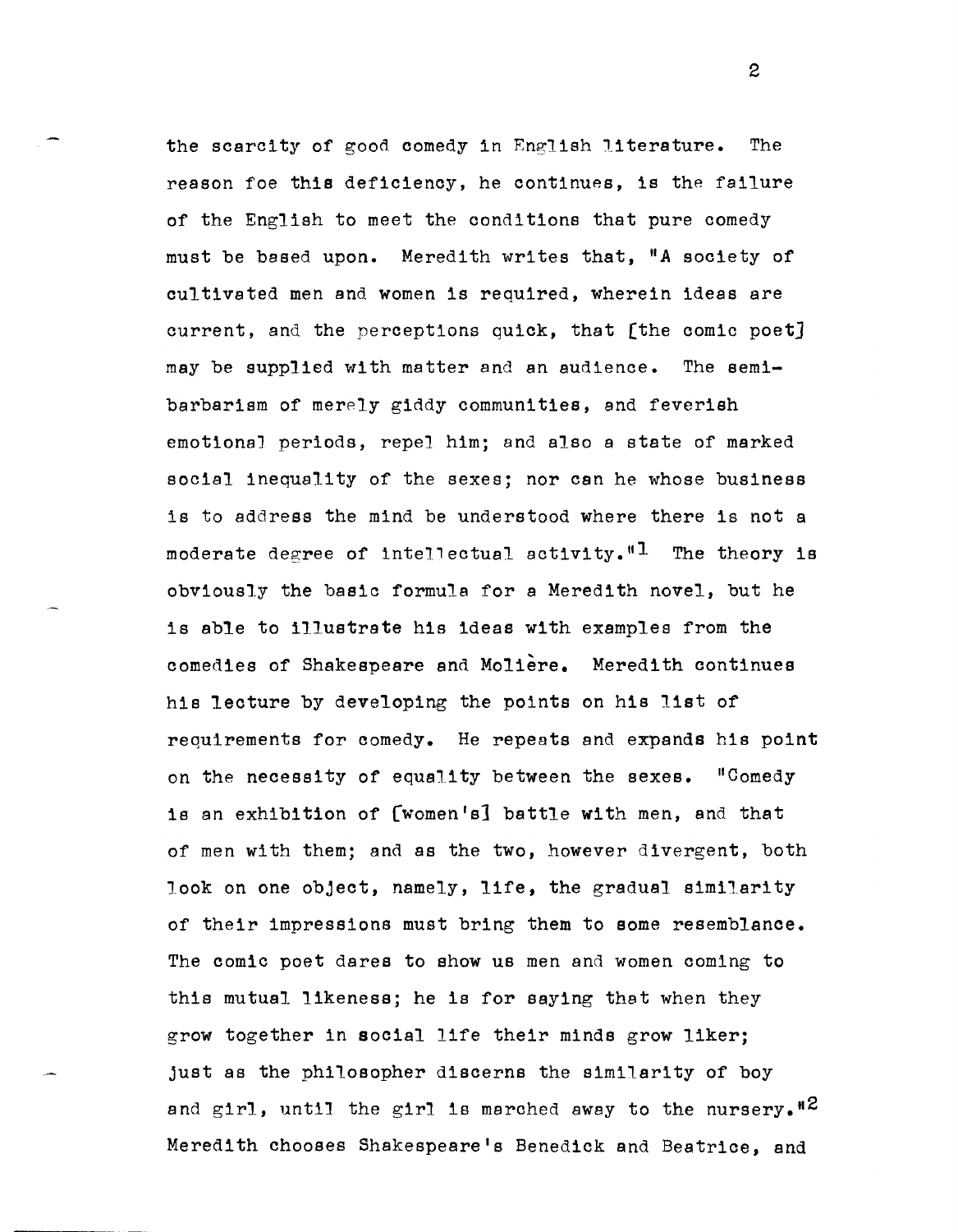the scarcity of good comedy in English literature. The reason foe this deficiency, he continues, is the failure of the English to meet the conditions that pure comedy must be based upon. Meredith writes that, "A society of cultivated men and women is required, wherein ideas are current, and the perceptions quick, that [the comic poet] may be supplied with matter and an audience. The semi-barbarism of merely giddy communities, and feverish emotional periods, repel him; and also a state of marked social inequality of the sexes; nor can he whose business is to address the mind be understood where there is not a moderate degree of intellectual activity."[1] The theory is obviously the basic formula for a Meredith novel, but he is able to illustrate his ideas with examples from the comedies of Shakespeare and Molière. Meredith continues his lecture by developing the points on his list of requirements for comedy. He repeats and expands his point on the necessity of equality between the sexes. "Comedy is an exhibition of [women's] battle with men, and that of men with them; and as the two, however divergent, both look on one object, namely, life, the gradual similarity of their impressions must bring them to some resemblance. The comic poet dares to show us men and women coming to this mutual likeness; he is for saying that when they grow together in social life their minds grow liker; just as the philosopher discerns the similarity of boy and girl, until the girl is marched away to the nursery."[2] Meredith chooses Shakespeare's Benedick and Beatrice, and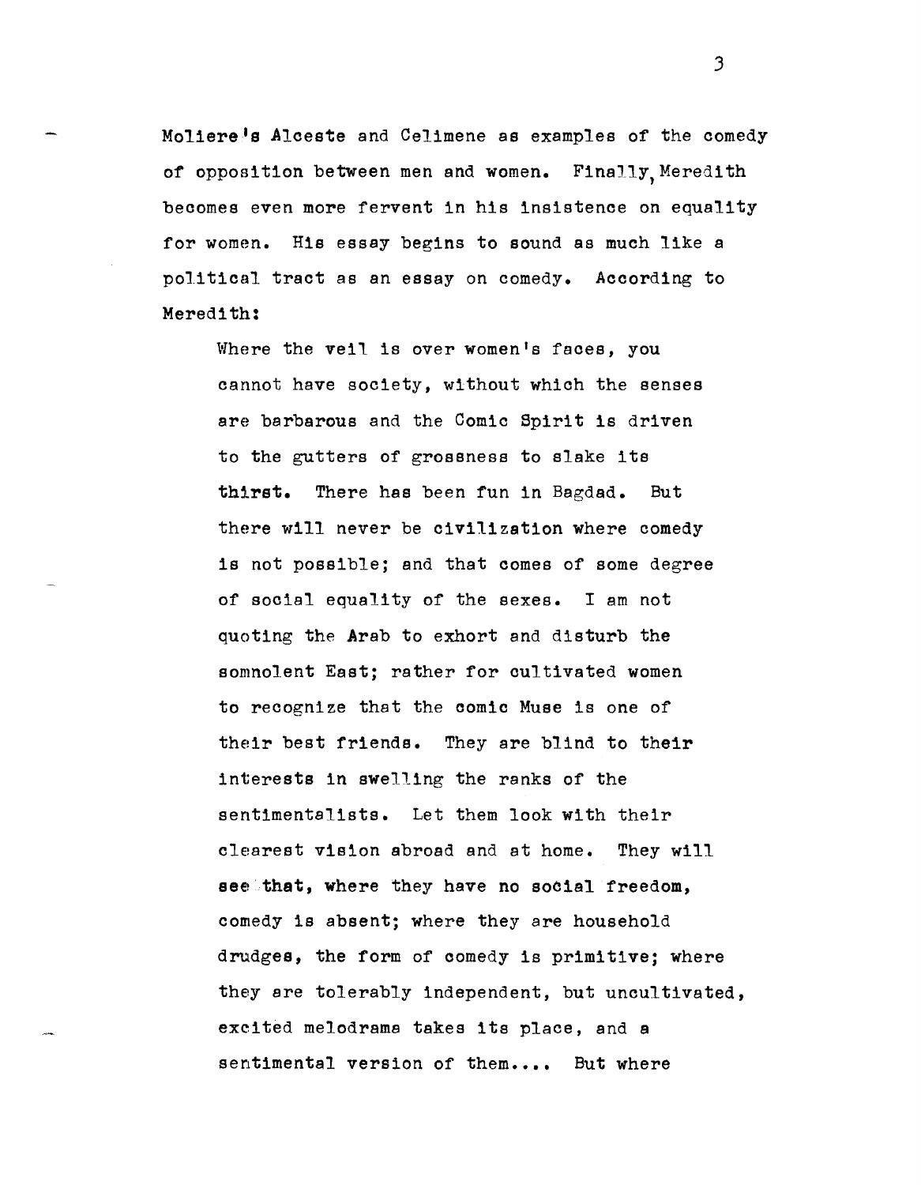Moliere's Alceste and Celimene as examples of the comedy of opposition between men and women. Finally, Meredith becomes even more fervent in his insistence on equality for women. His essay begins to sound as much like a political tract as an essay on comedy. According to Meredith:

> Where the veil is over women's faces, you cannot have society, without which the senses are barbarous and the Comic Spirit is driven to the gutters of grossness to slake its thirst. There has been fun in Bagdad. But there will never be civilization where comedy is not possible; and that comes of some degree of social equality of the sexes. I am not quoting the Arab to exhort and disturb the somnolent East; rather for cultivated women to recognize that the comic Muse is one of their best friends. They are blind to their interests in swelling the ranks of the sentimentalists. Let them look with their clearest vision abroad and at home. They will see that, where they have no social freedom, comedy is absent; where they are household drudges, the form of comedy is primitive; where they are tolerably independent, but uncultivated, excited melodrama takes its place, and a sentimental version of them.... But where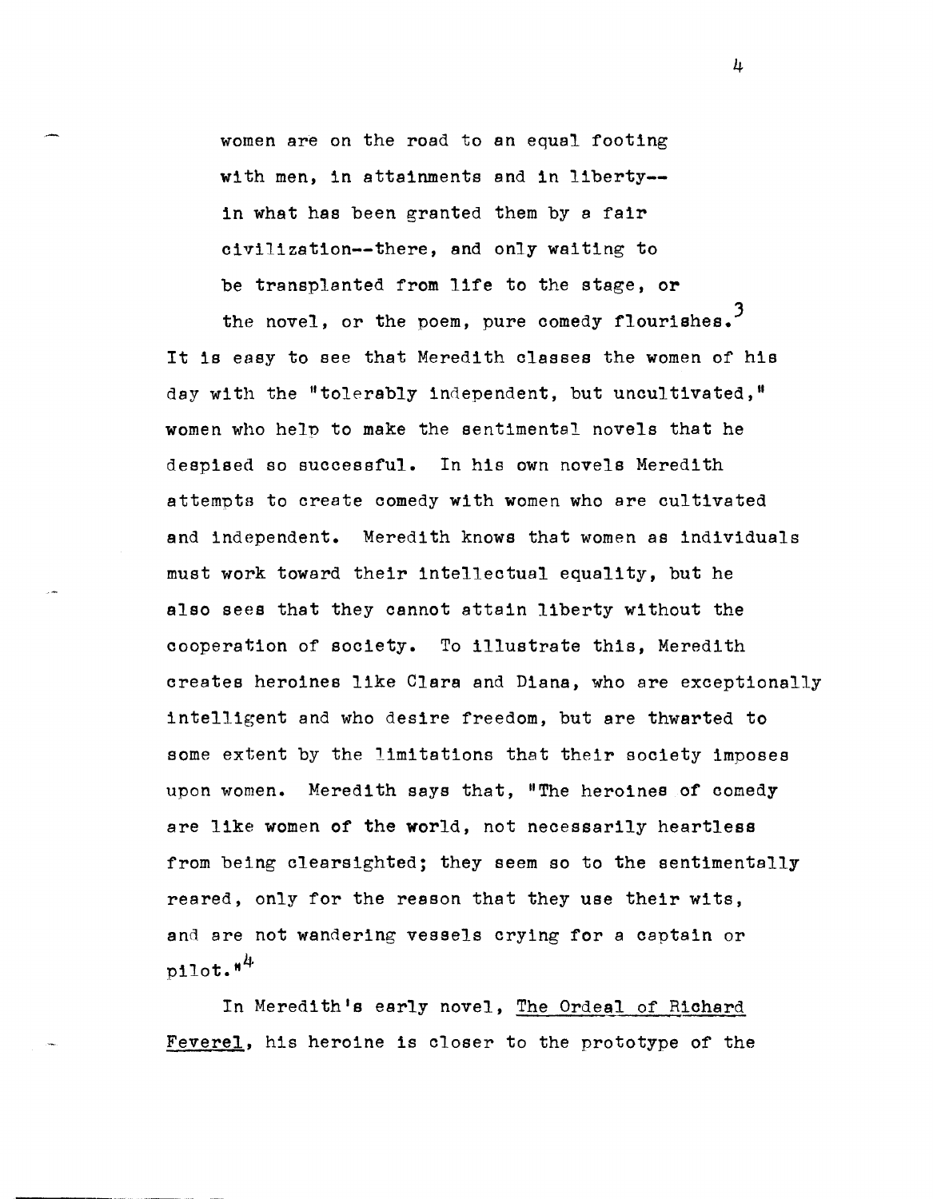> women are on the road to an equal footing with men, in attainments and in liberty--in what has been granted them by a fair civilization--there, and only waiting to be transplanted from life to the stage, or the novel, or the poem, pure comedy flourishes.[3]

It is easy to see that Meredith classes the women of his day with the "tolerably independent, but uncultivated," women who help to make the sentimental novels that he despised so successful. In his own novels Meredith attempts to create comedy with women who are cultivated and independent. Meredith knows that women as individuals must work toward their intellectual equality, but he also sees that they cannot attain liberty without the cooperation of society. To illustrate this, Meredith creates heroines like Clara and Diana, who are exceptionally intelligent and who desire freedom, but are thwarted to some extent by the limitations that their society imposes upon women. Meredith says that, "The heroines of comedy are like women of the world, not necessarily heartless from being clearsighted; they seem so to the sentimentally reared, only for the reason that they use their wits, and are not wandering vessels crying for a captain or pilot."[4]

In Meredith's early novel, The Ordeal of Richard Feverel, his heroine is closer to the prototype of the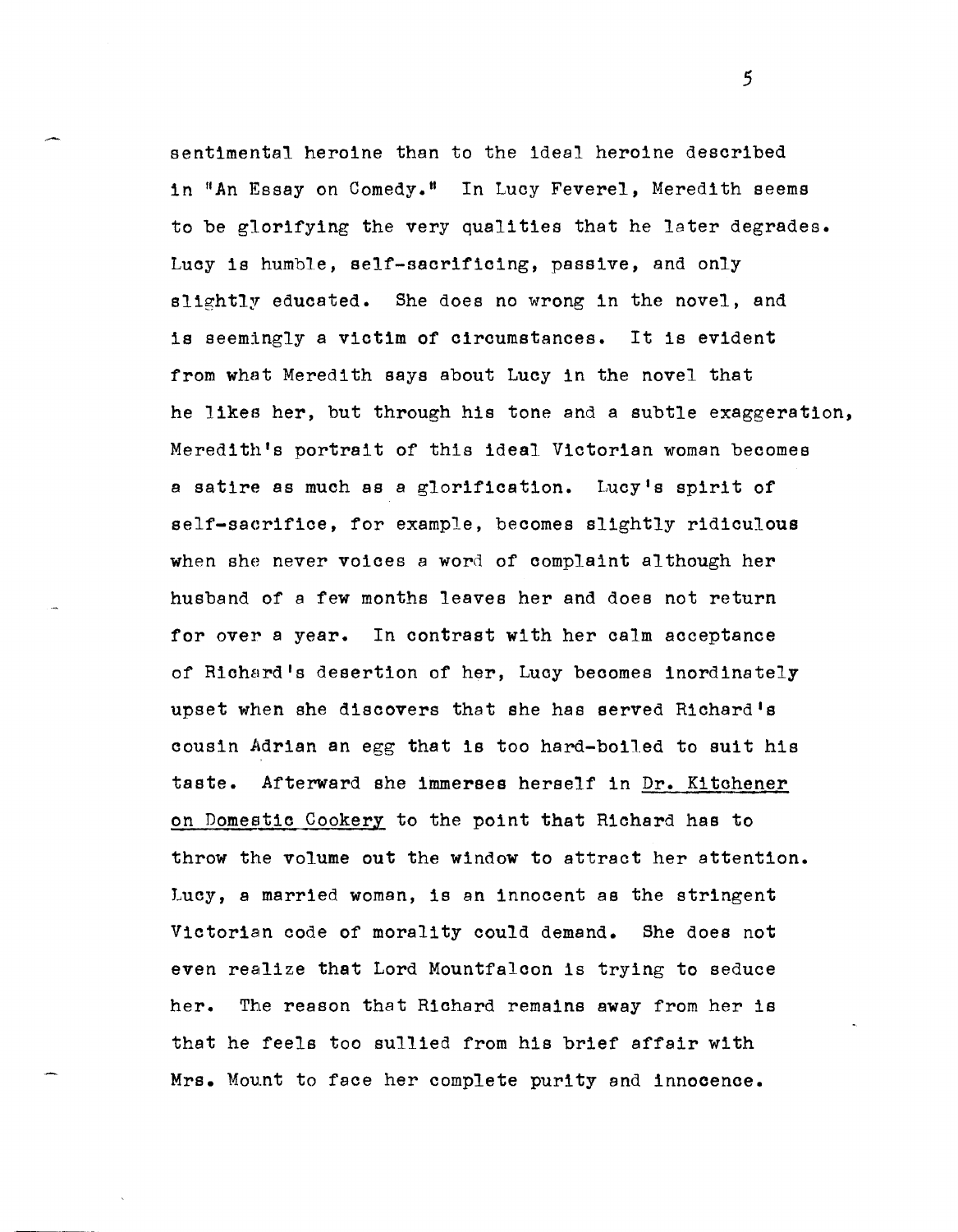sentimental heroine than to the ideal heroine described in "An Essay on Comedy." In Lucy Feverel, Meredith seems to be glorifying the very qualities that he later degrades. Lucy is humble, self-sacrificing, passive, and only slightly educated. She does no wrong in the novel, and is seemingly a victim of circumstances. It is evident from what Meredith says about Lucy in the novel that he likes her, but through his tone and a subtle exaggeration, Meredith's portrait of this ideal Victorian woman becomes a satire as much as a glorification. Lucy's spirit of self-sacrifice, for example, becomes slightly ridiculous when she never voices a word of complaint although her husband of a few months leaves her and does not return for over a year. In contrast with her calm acceptance of Richard's desertion of her, Lucy becomes inordinately upset when she discovers that she has served Richard's cousin Adrian an egg that is too hard-boiled to suit his taste. Afterward she immerses herself in Dr. Kitchener on Domestic Cookery to the point that Richard has to throw the volume out the window to attract her attention. Lucy, a married woman, is an innocent as the stringent Victorian code of morality could demand. She does not even realize that Lord Mountfalcon is trying to seduce her. The reason that Richard remains away from her is that he feels too sullied from his brief affair with Mrs. Mount to face her complete purity and innocence.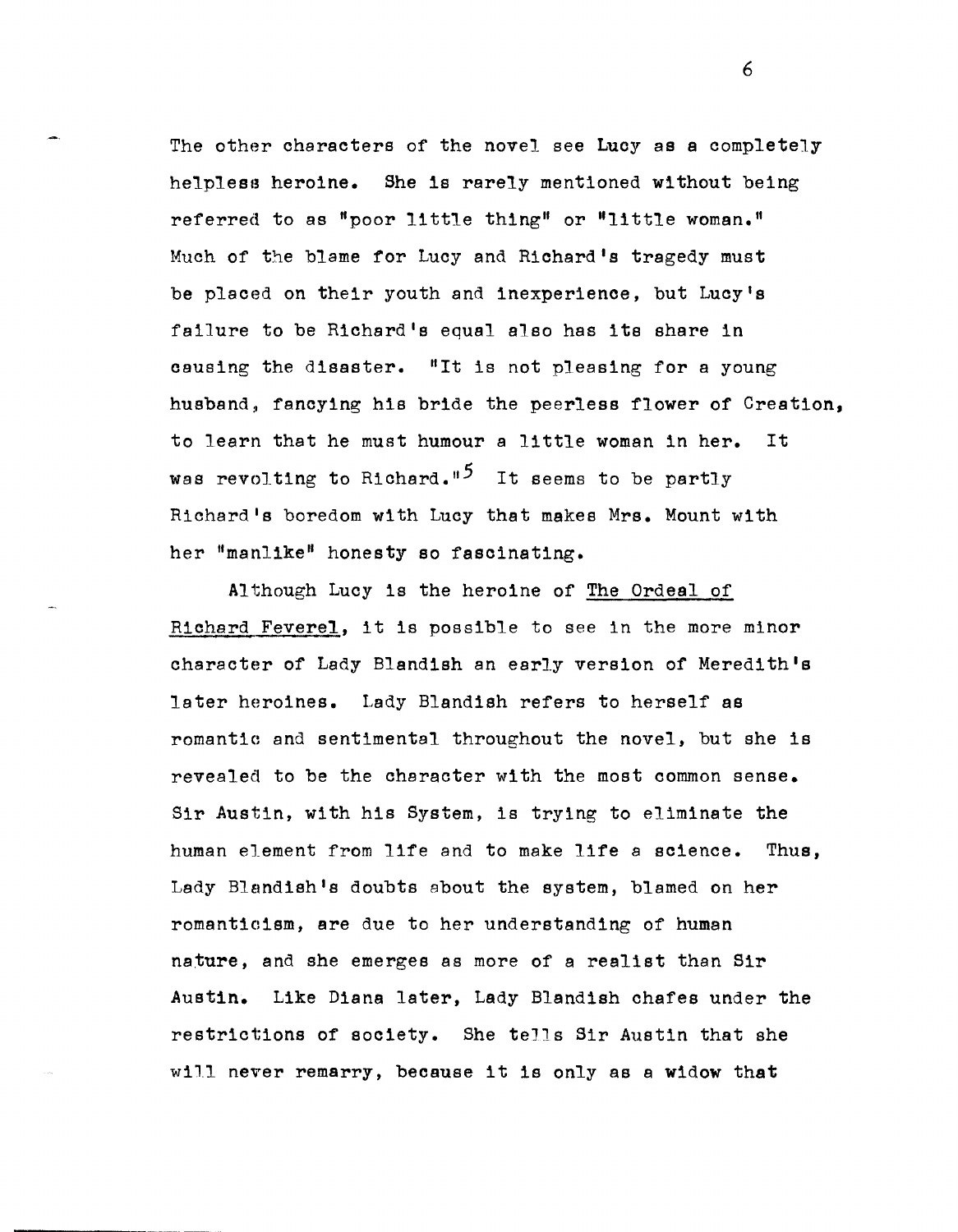The other characters of the novel see Lucy as a completely helpless heroine. She is rarely mentioned without being referred to as "poor little thing" or "little woman." Much of the blame for Lucy and Richard's tragedy must be placed on their youth and inexperience, but Lucy's failure to be Richard's equal also has its share in causing the disaster. "It is not pleasing for a young husband, fancying his bride the peerless flower of Creation, to learn that he must humour a little woman in her. It was revolting to Richard."[5] It seems to be partly Richard's boredom with Lucy that makes Mrs. Mount with her "manlike" honesty so fascinating.

Although Lucy is the heroine of The Ordeal of Richard Feverel, it is possible to see in the more minor character of Lady Blandish an early version of Meredith's later heroines. Lady Blandish refers to herself as romantic and sentimental throughout the novel, but she is revealed to be the character with the most common sense. Sir Austin, with his System, is trying to eliminate the human element from life and to make life a science. Thus, Lady Blandish's doubts about the system, blamed on her romanticism, are due to her understanding of human nature, and she emerges as more of a realist than Sir Austin. Like Diana later, Lady Blandish chafes under the restrictions of society. She tells Sir Austin that she will never remarry, because it is only as a widow that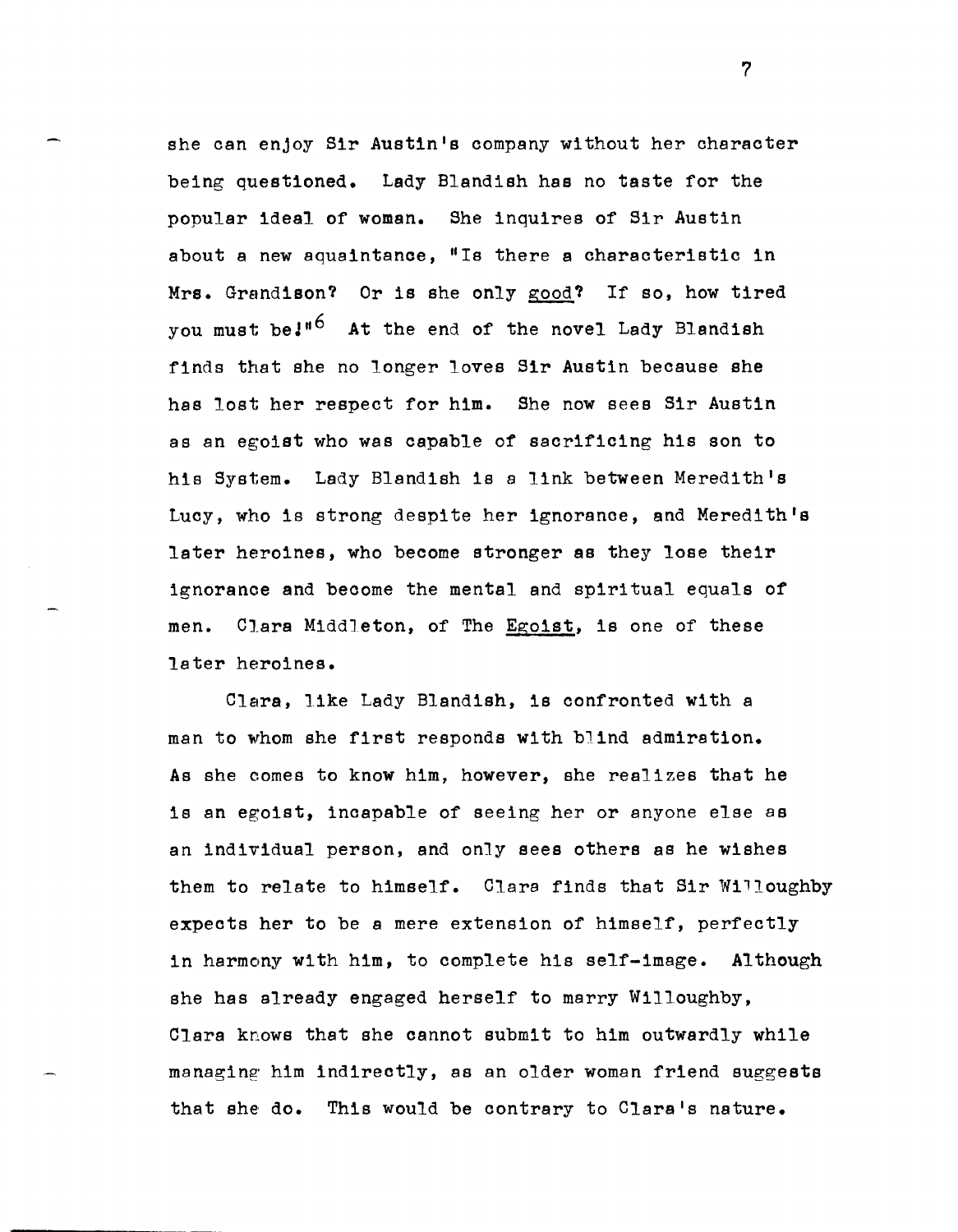she can enjoy Sir Austin's company without her character being questioned. Lady Blandish has no taste for the popular ideal of woman. She inquires of Sir Austin about a new aquaintance, "Is there a characteristic in Mrs. Grandison? Or is she only _good_? If so, how tired you must be!"[6] At the end of the novel Lady Blandish finds that she no longer loves Sir Austin because she has lost her respect for him. She now sees Sir Austin as an egoist who was capable of sacrificing his son to his System. Lady Blandish is a link between Meredith's Lucy, who is strong despite her ignorance, and Meredith's later heroines, who become stronger as they lose their ignorance and become the mental and spiritual equals of men. Clara Middleton, of The _Egoist_, is one of these later heroines.

Clara, like Lady Blandish, is confronted with a man to whom she first responds with blind admiration. As she comes to know him, however, she realizes that he is an egoist, incapable of seeing her or anyone else as an individual person, and only sees others as he wishes them to relate to himself. Clara finds that Sir Willoughby expects her to be a mere extension of himself, perfectly in harmony with him, to complete his self-image. Although she has already engaged herself to marry Willoughby, Clara knows that she cannot submit to him outwardly while managing him indirectly, as an older woman friend suggests that she do. This would be contrary to Clara's nature.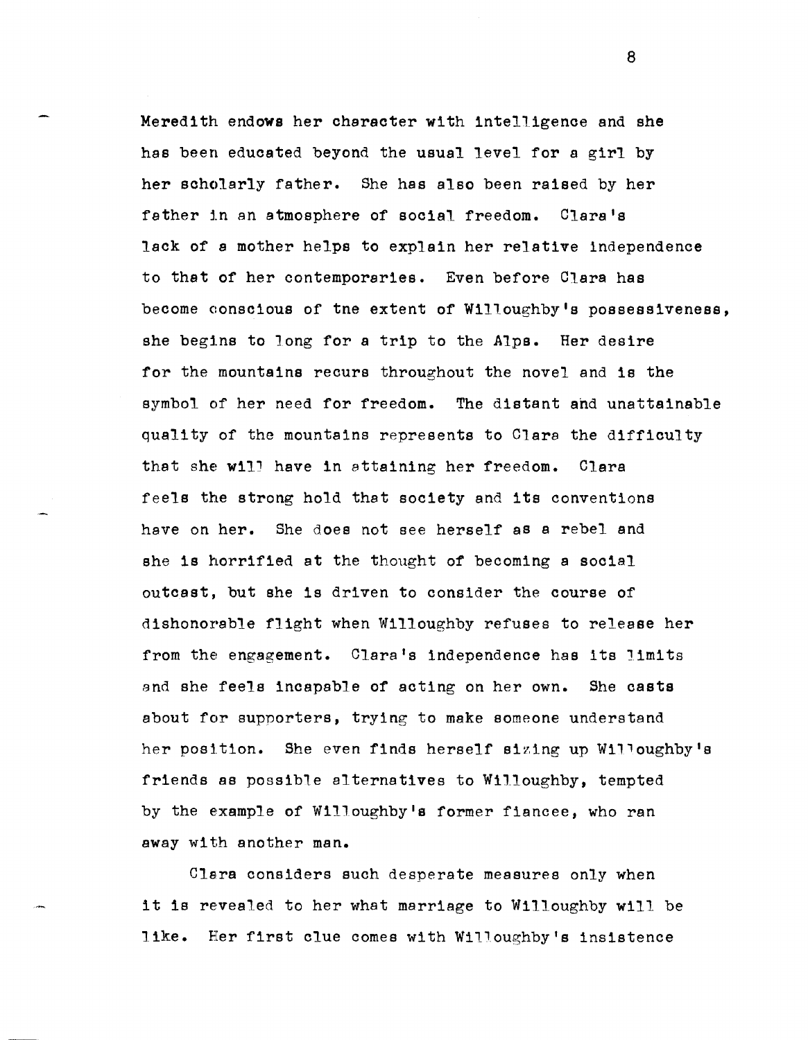Meredith endows her character with intelligence and she has been educated beyond the usual level for a girl by her scholarly father. She has also been raised by her father in an atmosphere of social freedom. Clara's lack of a mother helps to explain her relative independence to that of her contemporaries. Even before Clara has become conscious of tne extent of Willoughby's possessiveness, she begins to long for a trip to the Alps. Her desire for the mountains recurs throughout the novel and is the symbol of her need for freedom. The distant and unattainable quality of the mountains represents to Clara the difficulty that she will have in attaining her freedom. Clara feels the strong hold that society and its conventions have on her. She does not see herself as a rebel and she is horrified at the thought of becoming a social outcast, but she is driven to consider the course of dishonorable flight when Willoughby refuses to release her from the engagement. Clara's independence has its limits and she feels incapable of acting on her own. She casts about for supporters, trying to make someone understand her position. She even finds herself sizing up Willoughby's friends as possible alternatives to Willoughby, tempted by the example of Willoughby's former fiancee, who ran away with another man.

Clara considers such desperate measures only when it is revealed to her what marriage to Willoughby will be like. Her first clue comes with Willoughby's insistence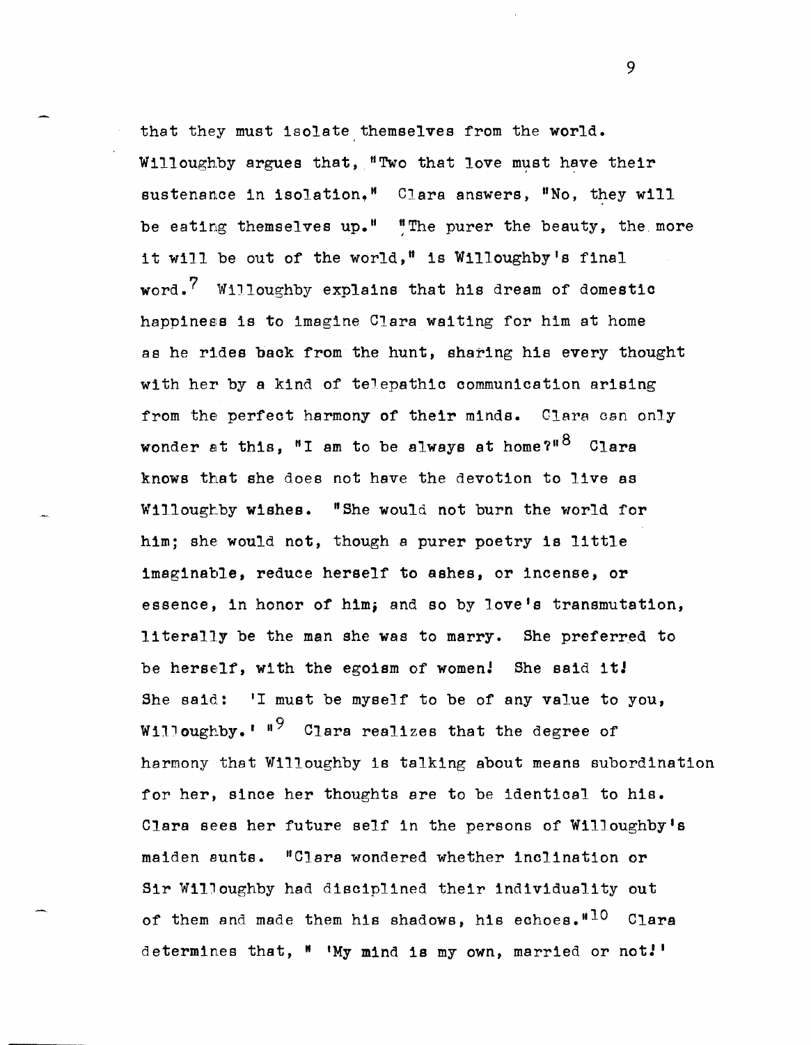that they must isolate themselves from the world. Willoughby argues that, "Two that love must have their sustenance in isolation." Clara answers, "No, they will be eating themselves up." "The purer the beauty, the more it will be out of the world," is Willoughby's final word.[7] Willoughby explains that his dream of domestic happiness is to imagine Clara waiting for him at home as he rides back from the hunt, sharing his every thought with her by a kind of telepathic communication arising from the perfect harmony of their minds. Clara can only wonder at this, "I am to be always at home?"[8] Clara knows that she does not have the devotion to live as Willoughby wishes. "She would not burn the world for him; she would not, though a purer poetry is little imaginable, reduce herself to ashes, or incense, or essence, in honor of him; and so by love's transmutation, literally be the man she was to marry. She preferred to be herself, with the egoism of women! She said it! She said: 'I must be myself to be of any value to you, Willoughby.' "[9] Clara realizes that the degree of harmony that Willoughby is talking about means subordination for her, since her thoughts are to be identical to his. Clara sees her future self in the persons of Willoughby's maiden aunts. "Clara wondered whether inclination or Sir Willoughby had disciplined their individuality out of them and made them his shadows, his echoes."[10] Clara determines that, " 'My mind is my own, married or not!'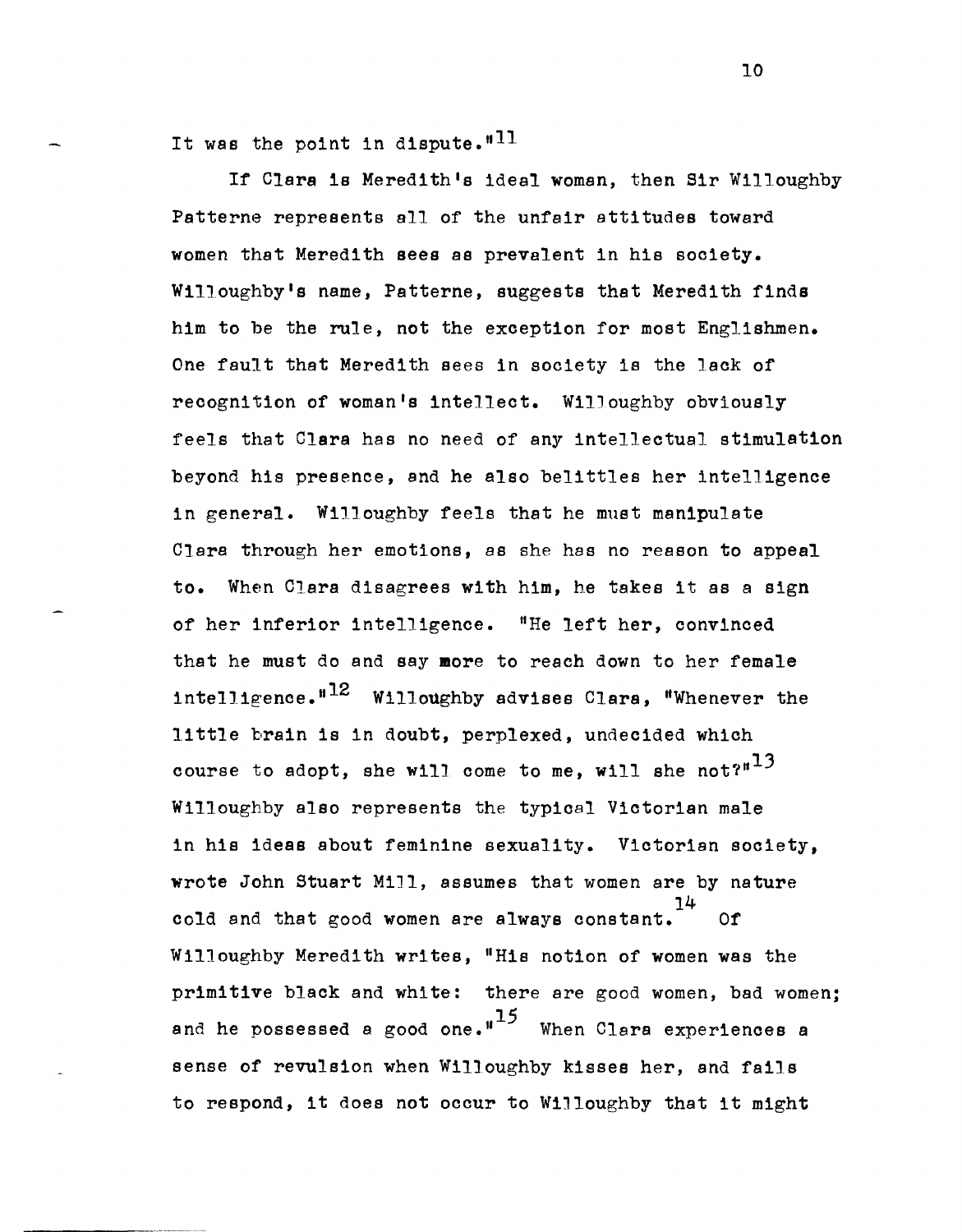It was the point in dispute."[11]

If Clara is Meredith's ideal woman, then Sir Willoughby Patterne represents all of the unfair attitudes toward women that Meredith sees as prevalent in his society. Willoughby's name, Patterne, suggests that Meredith finds him to be the rule, not the exception for most Englishmen. One fault that Meredith sees in society is the lack of recognition of woman's intellect. Willoughby obviously feels that Clara has no need of any intellectual stimulation beyond his presence, and he also belittles her intelligence in general. Willoughby feels that he must manipulate Clara through her emotions, as she has no reason to appeal to. When Clara disagrees with him, he takes it as a sign of her inferior intelligence. "He left her, convinced that he must do and say more to reach down to her female intelligence."[12] Willoughby advises Clara, "Whenever the little brain is in doubt, perplexed, undecided which course to adopt, she will come to me, will she not?"[13] Willoughby also represents the typical Victorian male in his ideas about feminine sexuality. Victorian society, wrote John Stuart Mill, assumes that women are by nature cold and that good women are always constant.[14] Of Willoughby Meredith writes, "His notion of women was the primitive black and white: there are good women, bad women; and he possessed a good one."[15] When Clara experiences a sense of revulsion when Willoughby kisses her, and fails to respond, it does not occur to Willoughby that it might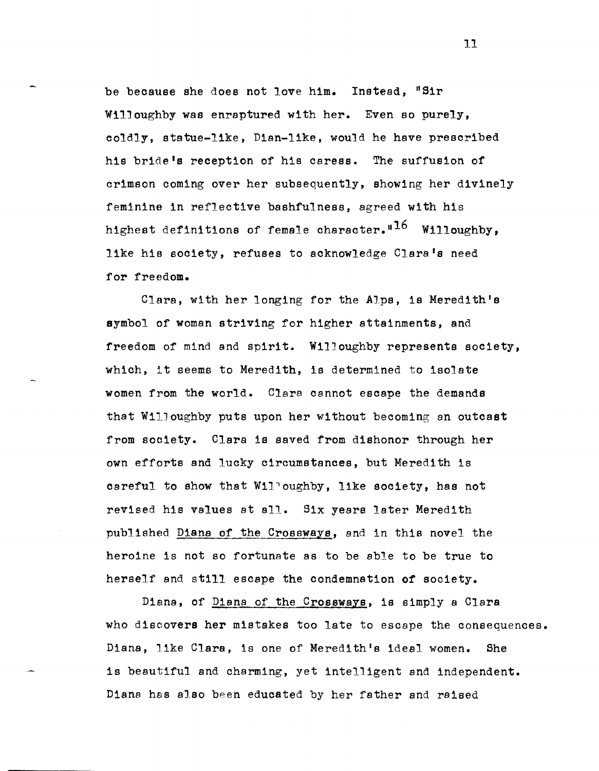be because she does not love him. Instead, "Sir Willoughby was enraptured with her. Even so purely, coldly, statue-like, Dian-like, would he have prescribed his bride's reception of his caress. The suffusion of crimson coming over her subsequently, showing her divinely feminine in reflective bashfulness, agreed with his highest definitions of female character."[16] Willoughby, like his society, refuses to acknowledge Clara's need for freedom.

Clara, with her longing for the Alps, is Meredith's symbol of woman striving for higher attainments, and freedom of mind and spirit. Willoughby represents society, which, it seems to Meredith, is determined to isolate women from the world. Clara cannot escape the demands that Willoughby puts upon her without becoming an outcast from society. Clara is saved from dishonor through her own efforts and lucky circumstances, but Meredith is careful to show that Willoughby, like society, has not revised his values at all. Six years later Meredith published _Diana of the Crossways_, and in this novel the heroine is not so fortunate as to be able to be true to herself and still escape the condemnation of society.

Diana, of _Diana of the Crossways_, is simply a Clara who discovers her mistakes too late to escape the consequences. Diana, like Clara, is one of Meredith's ideal women. She is beautiful and charming, yet intelligent and independent. Diana has also been educated by her father and raised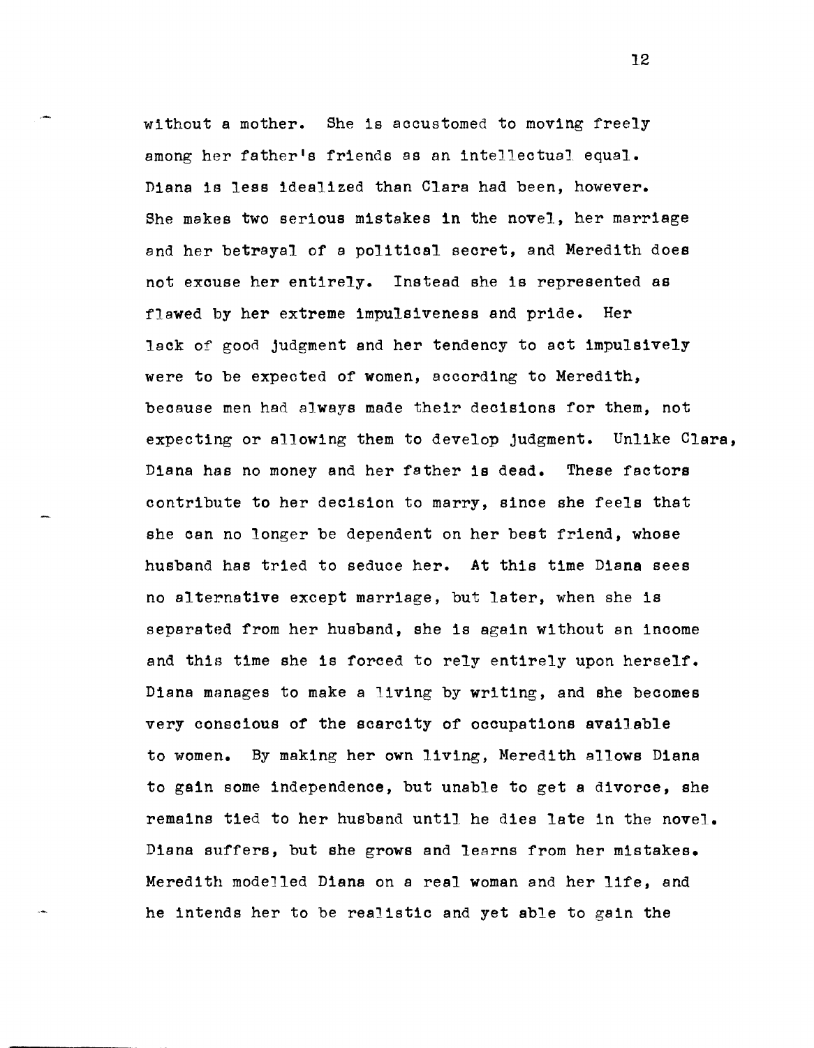without a mother. She is accustomed to moving freely among her father's friends as an intellectual equal. Diana is less idealized than Clara had been, however. She makes two serious mistakes in the novel, her marriage and her betrayal of a political secret, and Meredith does not excuse her entirely. Instead she is represented as flawed by her extreme impulsiveness and pride. Her lack of good judgment and her tendency to act impulsively were to be expected of women, according to Meredith, because men had always made their decisions for them, not expecting or allowing them to develop judgment. Unlike Clara, Diana has no money and her father is dead. These factors contribute to her decision to marry, since she feels that she can no longer be dependent on her best friend, whose husband has tried to seduce her. At this time Diana sees no alternative except marriage, but later, when she is separated from her husband, she is again without an income and this time she is forced to rely entirely upon herself. Diana manages to make a living by writing, and she becomes very conscious of the scarcity of occupations available to women. By making her own living, Meredith allows Diana to gain some independence, but unable to get a divorce, she remains tied to her husband until he dies late in the novel. Diana suffers, but she grows and learns from her mistakes. Meredith modelled Diana on a real woman and her life, and he intends her to be realistic and yet able to gain the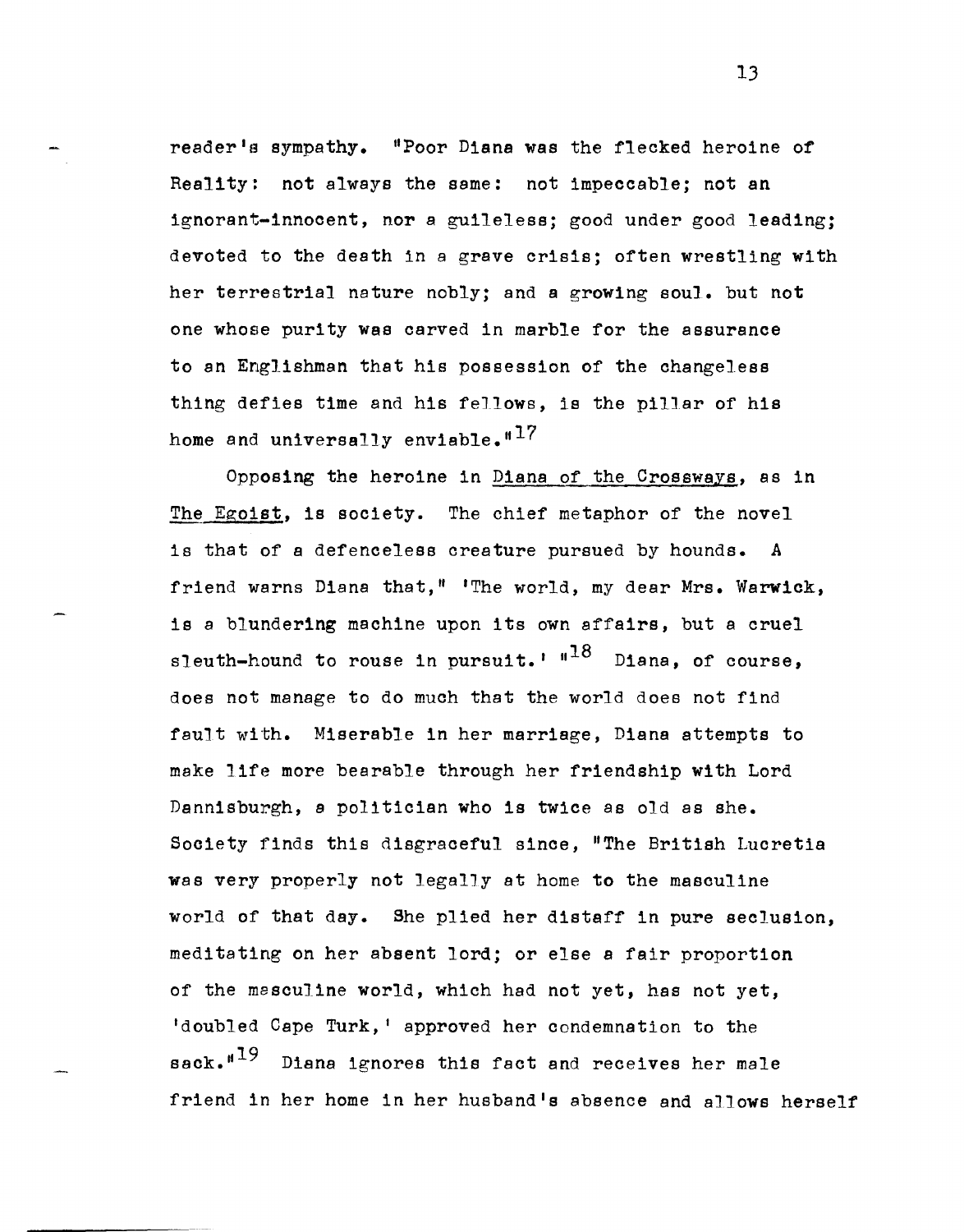reader's sympathy. "Poor Diana was the flecked heroine of Reality: not always the same: not impeccable; not an ignorant-innocent, nor a guileless; good under good leading; devoted to the death in a grave crisis; often wrestling with her terrestrial nature nobly; and a growing soul. but not one whose purity was carved in marble for the assurance to an Englishman that his possession of the changeless thing defies time and his fellows, is the pillar of his home and universally enviable."[17]

Opposing the heroine in Diana of the Crossways, as in The Egoist, is society. The chief metaphor of the novel is that of a defenceless creature pursued by hounds. A friend warns Diana that," 'The world, my dear Mrs. Warwick, is a blundering machine upon its own affairs, but a cruel sleuth-hound to rouse in pursuit.' "[18] Diana, of course, does not manage to do much that the world does not find fault with. Miserable in her marriage, Diana attempts to make life more bearable through her friendship with Lord Dannisburgh, a politician who is twice as old as she. Society finds this disgraceful since, "The British Lucretia was very properly not legally at home to the masculine world of that day. She plied her distaff in pure seclusion, meditating on her absent lord; or else a fair proportion of the masculine world, which had not yet, has not yet, 'doubled Cape Turk,' approved her condemnation to the sack."[19] Diana ignores this fact and receives her male friend in her home in her husband's absence and allows herself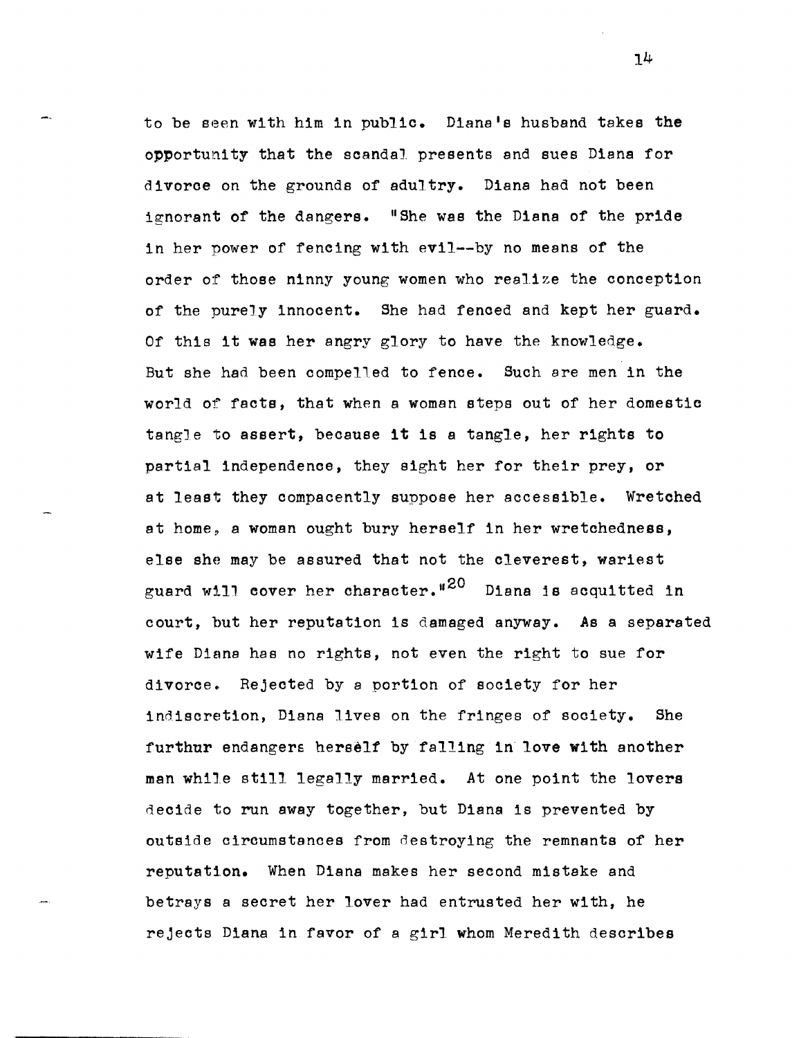to be seen with him in public. Diana's husband takes the opportunity that the scandal presents and sues Diana for divorce on the grounds of adultry. Diana had not been ignorant of the dangers. "She was the Diana of the pride in her power of fencing with evil--by no means of the order of those ninny young women who realize the conception of the purely innocent. She had fenced and kept her guard. Of this it was her angry glory to have the knowledge. But she had been compelled to fence. Such are men in the world of facts, that when a woman steps out of her domestic tangle to assert, because it is a tangle, her rights to partial independence, they sight her for their prey, or at least they compacently suppose her accessible. Wretched at home, a woman ought bury herself in her wretchedness, else she may be assured that not the cleverest, wariest guard will cover her character."[20] Diana is acquitted in court, but her reputation is damaged anyway. As a separated wife Diana has no rights, not even the right to sue for divorce. Rejected by a portion of society for her indiscretion, Diana lives on the fringes of society. She furthur endangers herself by falling in love with another man while still legally married. At one point the lovers decide to run away together, but Diana is prevented by outside circumstances from destroying the remnants of her reputation. When Diana makes her second mistake and betrays a secret her lover had entrusted her with, he rejects Diana in favor of a girl whom Meredith describes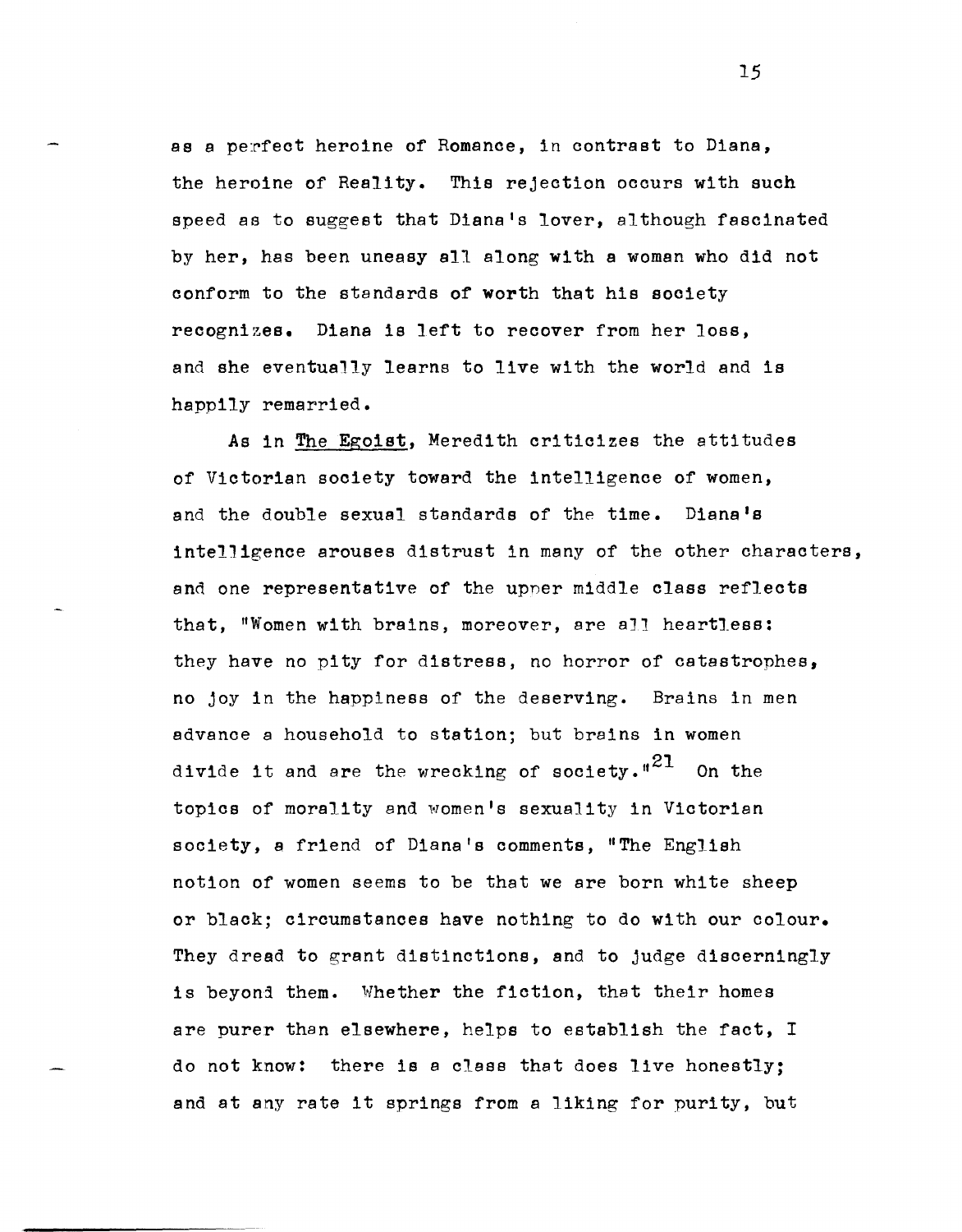as a perfect heroine of Romance, in contrast to Diana, the heroine of Reality. This rejection occurs with such speed as to suggest that Diana's lover, although fascinated by her, has been uneasy all along with a woman who did not conform to the standards of worth that his society recognizes. Diana is left to recover from her loss, and she eventually learns to live with the world and is happily remarried.

As in The Egoist, Meredith criticizes the attitudes of Victorian society toward the intelligence of women, and the double sexual standards of the time. Diana's intelligence arouses distrust in many of the other characters, and one representative of the upper middle class reflects that, "Women with brains, moreover, are all heartless: they have no pity for distress, no horror of catastrophes, no joy in the happiness of the deserving. Brains in men advance a household to station; but brains in women divide it and are the wrecking of society."[21] On the topics of morality and women's sexuality in Victorian society, a friend of Diana's comments, "The English notion of women seems to be that we are born white sheep or black; circumstances have nothing to do with our colour. They dread to grant distinctions, and to judge discerningly is beyond them. Whether the fiction, that their homes are purer than elsewhere, helps to establish the fact, I do not know: there is a class that does live honestly; and at any rate it springs from a liking for purity, but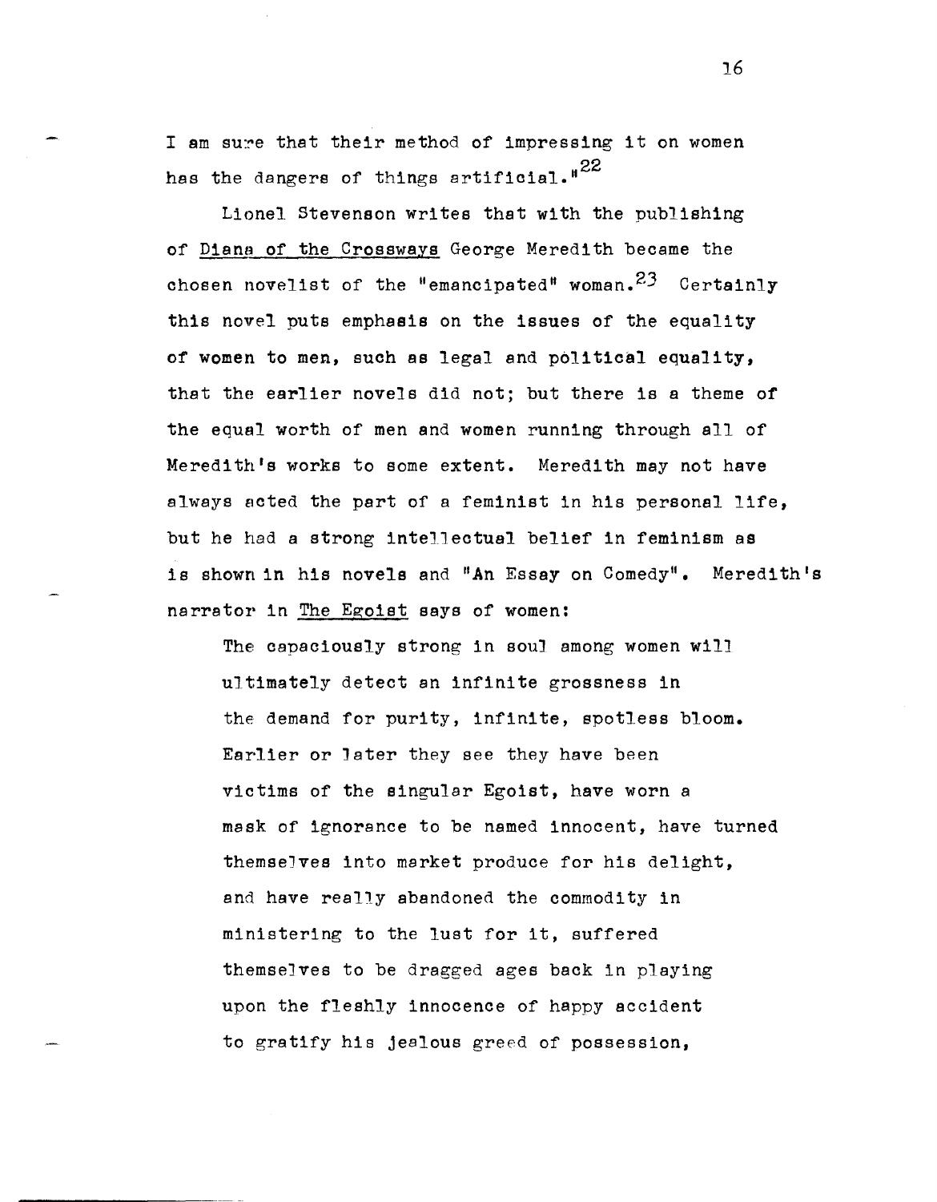I am sure that their method of impressing it on women has the dangers of things artificial."[22]

Lionel Stevenson writes that with the publishing of Diana of the Crossways George Meredith became the chosen novelist of the "emancipated" woman.[23] Certainly this novel puts emphasis on the issues of the equality of women to men, such as legal and political equality, that the earlier novels did not; but there is a theme of the equal worth of men and women running through all of Meredith's works to some extent. Meredith may not have always acted the part of a feminist in his personal life, but he had a strong intellectual belief in feminism as is shown in his novels and "An Essay on Comedy". Meredith's narrator in The Egoist says of women:

> The capaciously strong in soul among women will ultimately detect an infinite grossness in the demand for purity, infinite, spotless bloom. Earlier or later they see they have been victims of the singular Egoist, have worn a mask of ignorance to be named innocent, have turned themselves into market produce for his delight, and have really abandoned the commodity in ministering to the lust for it, suffered themselves to be dragged ages back in playing upon the fleshly innocence of happy accident to gratify his jealous greed of possession,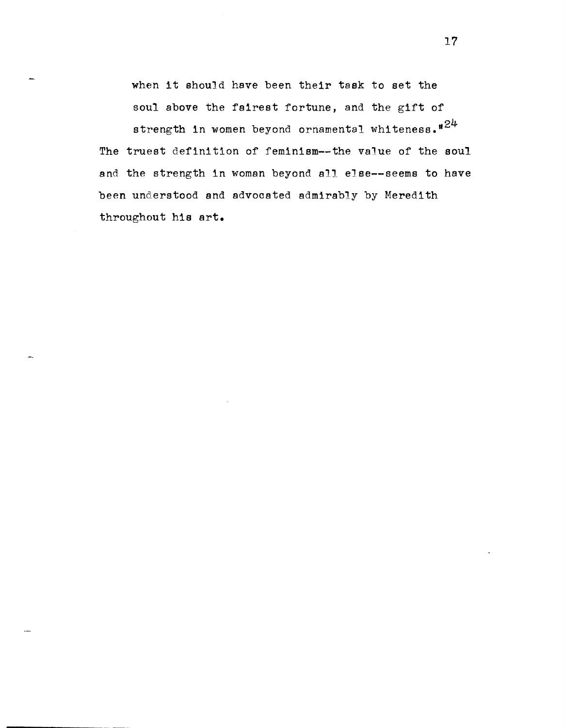> when it should have been their task to set the soul above the fairest fortune, and the gift of strength in women beyond ornamental whiteness."[24]

The truest definition of feminism--the value of the soul and the strength in woman beyond all else--seems to have been understood and advocated admirably by Meredith throughout his art.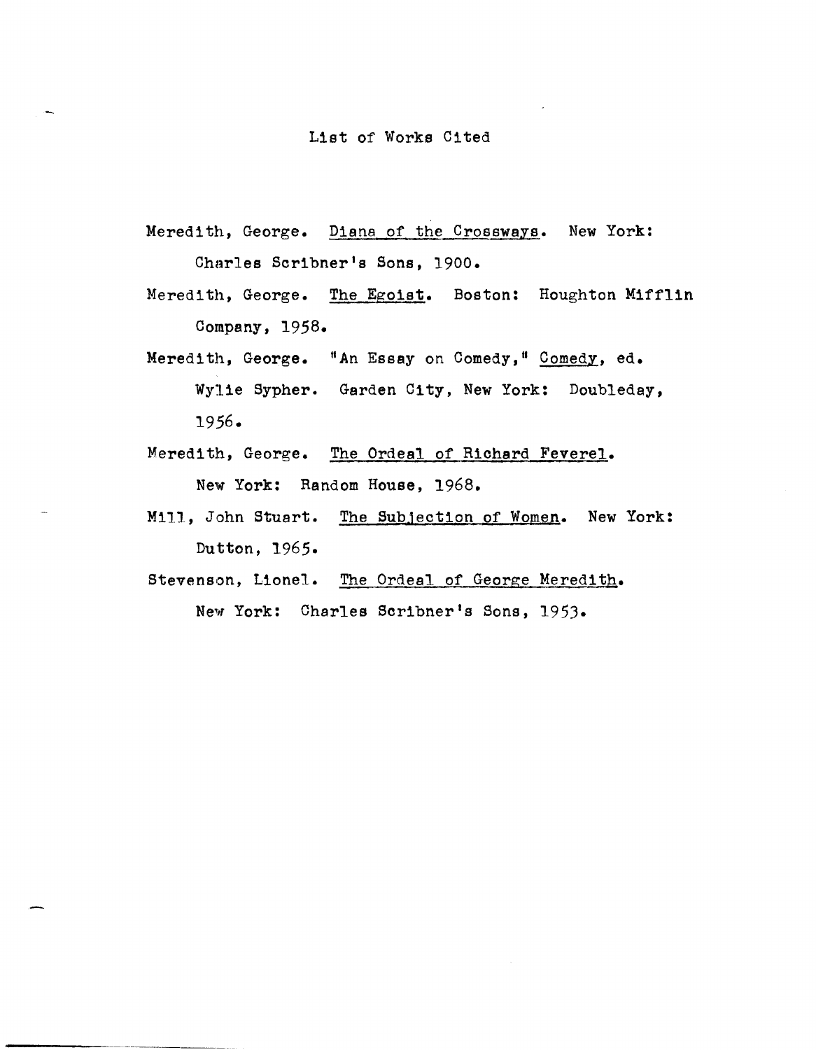# List of Works Cited

Meredith, George. Diana of the Crossways. New York: Charles Scribner's Sons, 1900.

Meredith, George. The Egoist. Boston: Houghton Mifflin Company, 1958.

Meredith, George. "An Essay on Comedy," Comedy, ed. Wylie Sypher. Garden City, New York: Doubleday, 1956.

Meredith, George. The Ordeal of Richard Feverel. New York: Random House, 1968.

Mill, John Stuart. The Subjection of Women. New York: Dutton, 1965.

Stevenson, Lionel. The Ordeal of George Meredith. New York: Charles Scribner's Sons, 1953.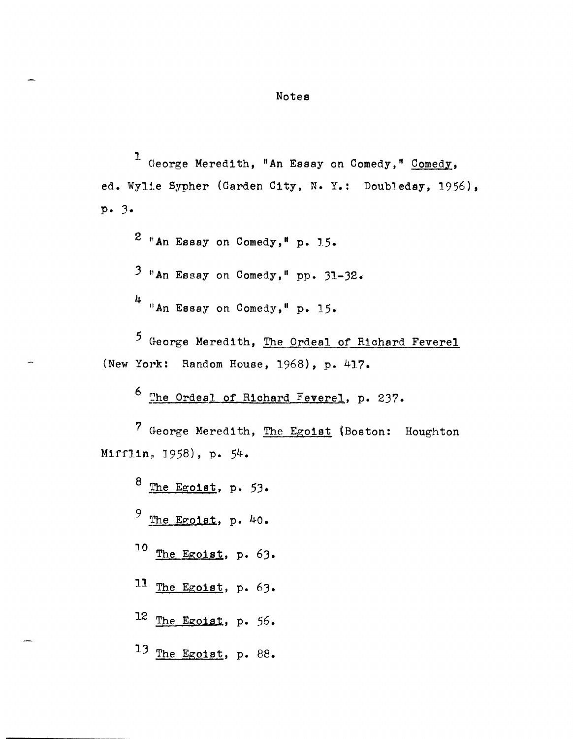# Notes

[1] George Meredith, "An Essay on Comedy," _Comedy_, ed. Wylie Sypher (Garden City, N. Y.: Doubleday, 1956), p. 3.

[2] "An Essay on Comedy," p. 15.

[3] "An Essay on Comedy," pp. 31-32.

[4] "An Essay on Comedy," p. 15.

[5] George Meredith, _The Ordeal of Richard Feverel_ (New York: Random House, 1968), p. 417.

[6] _The Ordeal of Richard Feverel_, p. 237.

[7] George Meredith, _The Egoist_ (Boston: Houghton Mifflin, 1958), p. 54.

[8] _The Egoist_, p. 53.

[9] _The Egoist_, p. 40.

[10] _The Egoist_, p. 63.

[11] _The Egoist_, p. 63.

[12] _The Egoist_, p. 56.

[13] _The Egoist_, p. 88.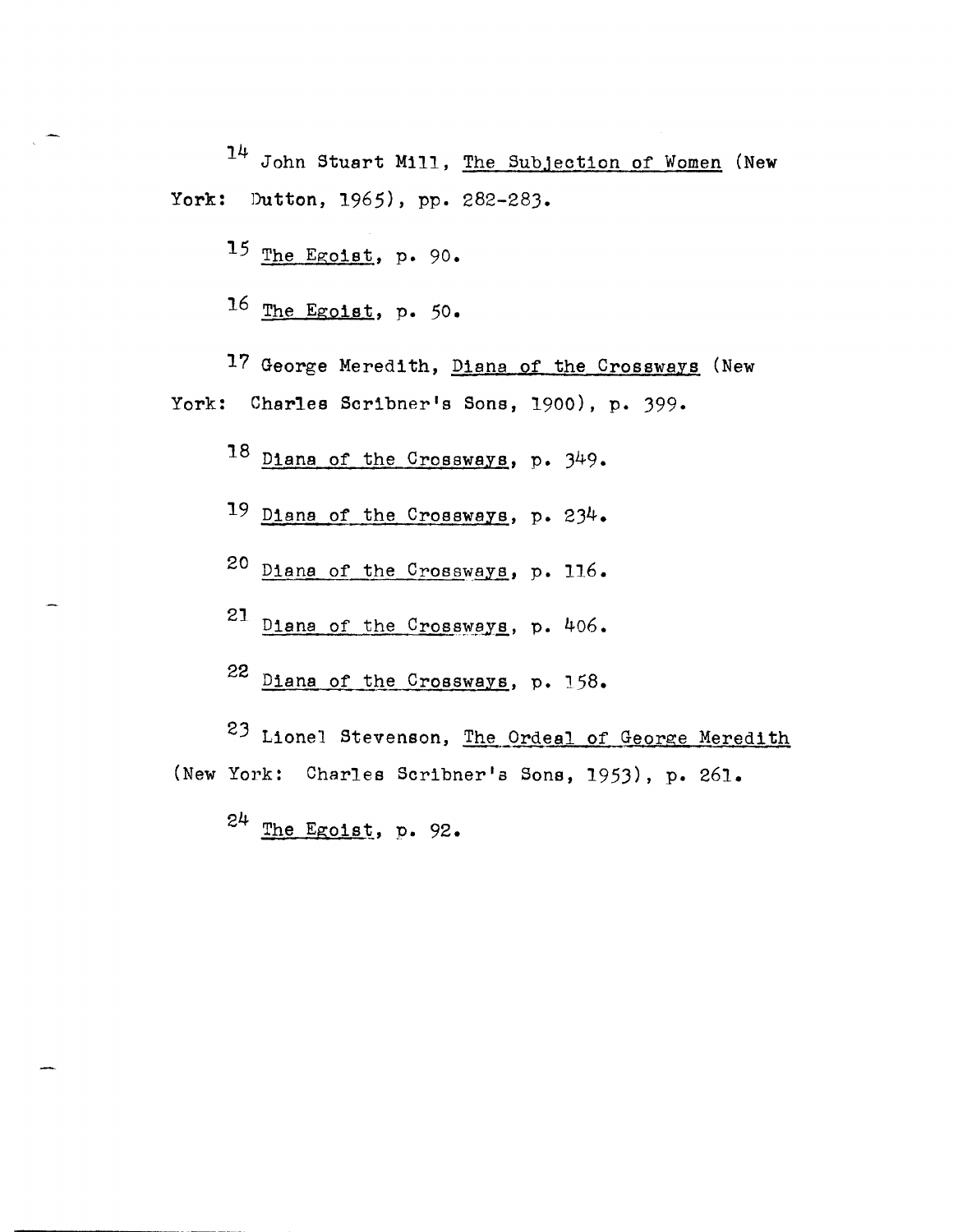[14] John Stuart Mill, The Subjection of Women (New York: Dutton, 1965), pp. 282-283.

[15] The Egoist, p. 90.

[16] The Egoist, p. 50.

[17] George Meredith, Diana of the Crossways (New York: Charles Scribner's Sons, 1900), p. 399.

[18] Diana of the Crossways, p. 349.

[19] Diana of the Crossways, p. 234.

[20] Diana of the Crossways, p. 116.

[21] Diana of the Crossways, p. 406.

[22] Diana of the Crossways, p. 158.

[23] Lionel Stevenson, The Ordeal of George Meredith (New York: Charles Scribner's Sons, 1953), p. 261.

[24] The Egoist, p. 92.